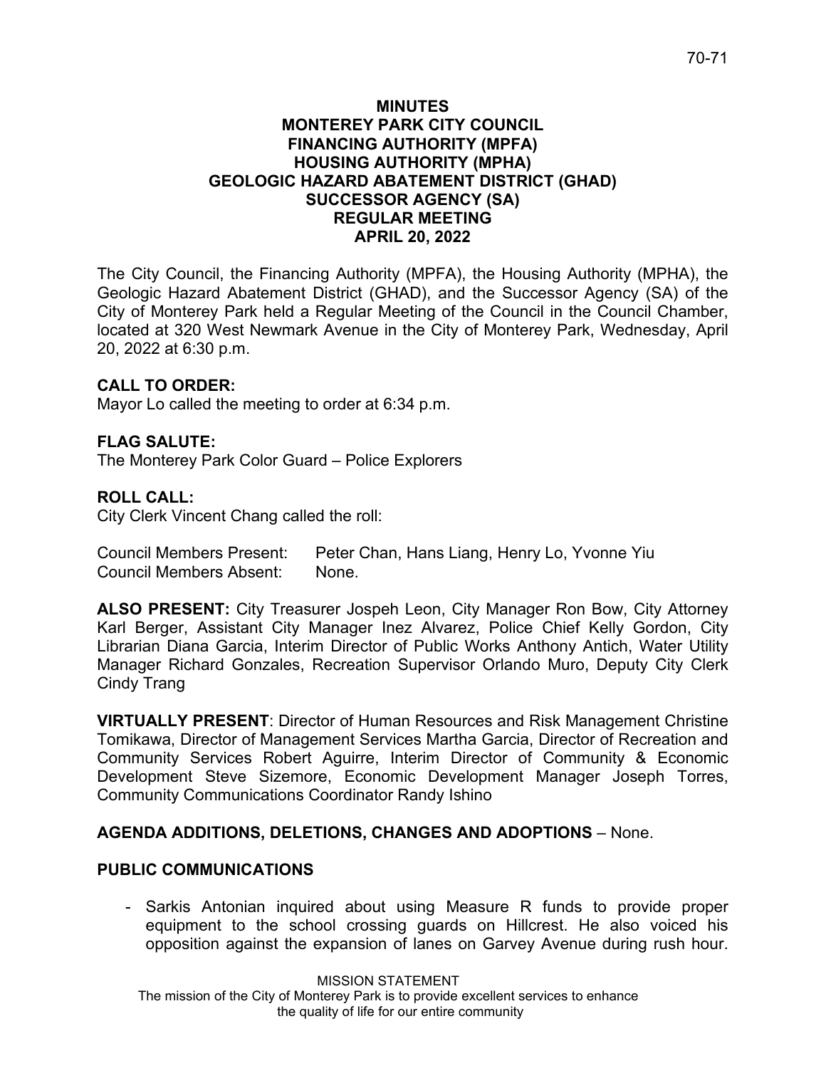# MINUTES
# MONTEREY PARK CITY COUNCIL
# FINANCING AUTHORITY (MPFA)
# HOUSING AUTHORITY (MPHA)
# GEOLOGIC HAZARD ABATEMENT DISTRICT (GHAD)
# SUCCESSOR AGENCY (SA)
# REGULAR MEETING
# APRIL 20, 2022

The City Council, the Financing Authority (MPFA), the Housing Authority (MPHA), the Geologic Hazard Abatement District (GHAD), and the Successor Agency (SA) of the City of Monterey Park held a Regular Meeting of the Council in the Council Chamber, located at 320 West Newmark Avenue in the City of Monterey Park, Wednesday, April 20, 2022 at 6:30 p.m.

**CALL TO ORDER:**
Mayor Lo called the meeting to order at 6:34 p.m.

**FLAG SALUTE:**
The Monterey Park Color Guard – Police Explorers

**ROLL CALL:**
City Clerk Vincent Chang called the roll:

Council Members Present: Peter Chan, Hans Liang, Henry Lo, Yvonne Yiu
Council Members Absent: None.

**ALSO PRESENT:** City Treasurer Jospeh Leon, City Manager Ron Bow, City Attorney Karl Berger, Assistant City Manager Inez Alvarez, Police Chief Kelly Gordon, City Librarian Diana Garcia, Interim Director of Public Works Anthony Antich, Water Utility Manager Richard Gonzales, Recreation Supervisor Orlando Muro, Deputy City Clerk Cindy Trang

**VIRTUALLY PRESENT**: Director of Human Resources and Risk Management Christine Tomikawa, Director of Management Services Martha Garcia, Director of Recreation and Community Services Robert Aguirre, Interim Director of Community & Economic Development Steve Sizemore, Economic Development Manager Joseph Torres, Community Communications Coordinator Randy Ishino

**AGENDA ADDITIONS, DELETIONS, CHANGES AND ADOPTIONS** – None.

**PUBLIC COMMUNICATIONS**

- Sarkis Antonian inquired about using Measure R funds to provide proper equipment to the school crossing guards on Hillcrest. He also voiced his opposition against the expansion of lanes on Garvey Avenue during rush hour.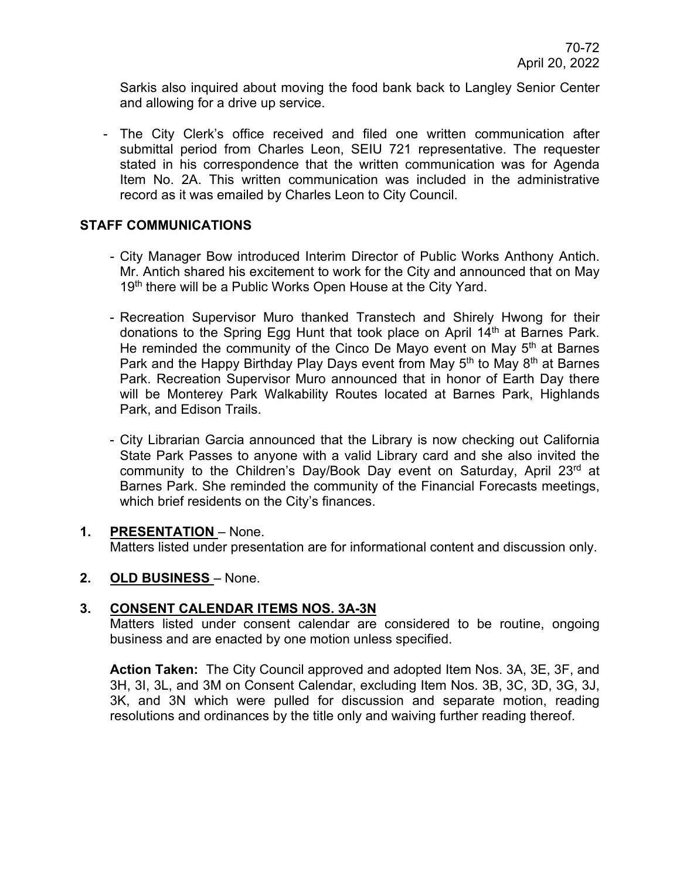Sarkis also inquired about moving the food bank back to Langley Senior Center and allowing for a drive up service.

- The City Clerk's office received and filed one written communication after submittal period from Charles Leon, SEIU 721 representative. The requester stated in his correspondence that the written communication was for Agenda Item No. 2A. This written communication was included in the administrative record as it was emailed by Charles Leon to City Council.

**STAFF COMMUNICATIONS**

- City Manager Bow introduced Interim Director of Public Works Anthony Antich. Mr. Antich shared his excitement to work for the City and announced that on May 19th there will be a Public Works Open House at the City Yard.

- Recreation Supervisor Muro thanked Transtech and Shirely Hwong for their donations to the Spring Egg Hunt that took place on April 14th at Barnes Park. He reminded the community of the Cinco De Mayo event on May 5th at Barnes Park and the Happy Birthday Play Days event from May 5th to May 8th at Barnes Park. Recreation Supervisor Muro announced that in honor of Earth Day there will be Monterey Park Walkability Routes located at Barnes Park, Highlands Park, and Edison Trails.

- City Librarian Garcia announced that the Library is now checking out California State Park Passes to anyone with a valid Library card and she also invited the community to the Children's Day/Book Day event on Saturday, April 23rd at Barnes Park. She reminded the community of the Financial Forecasts meetings, which brief residents on the City's finances.

**1. PRESENTATION** – None.

Matters listed under presentation are for informational content and discussion only.

**2. OLD BUSINESS** – None.

**3. CONSENT CALENDAR ITEMS NOS. 3A-3N**

Matters listed under consent calendar are considered to be routine, ongoing business and are enacted by one motion unless specified.

**Action Taken:** The City Council approved and adopted Item Nos. 3A, 3E, 3F, and 3H, 3I, 3L, and 3M on Consent Calendar, excluding Item Nos. 3B, 3C, 3D, 3G, 3J, 3K, and 3N which were pulled for discussion and separate motion, reading resolutions and ordinances by the title only and waiving further reading thereof.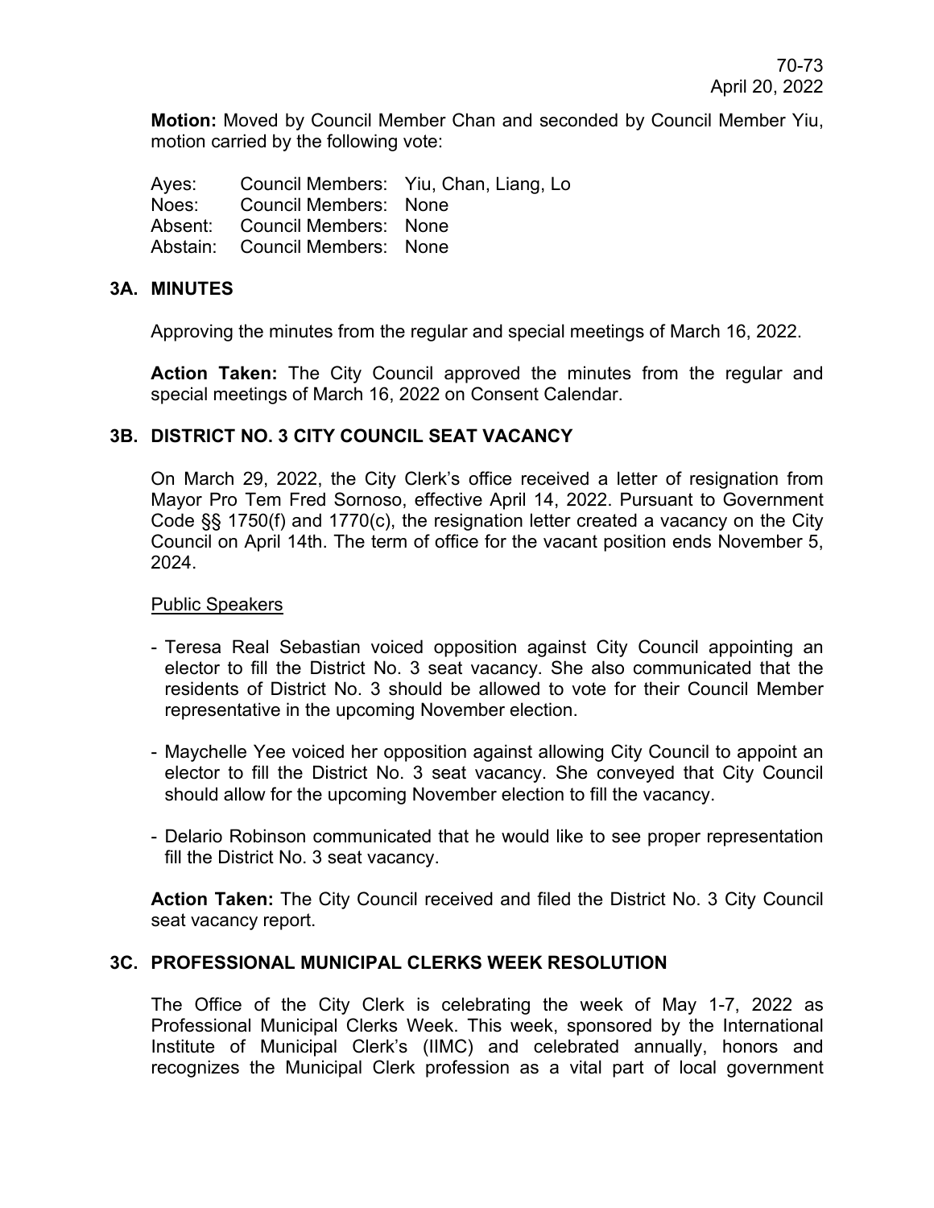**Motion:** Moved by Council Member Chan and seconded by Council Member Yiu, motion carried by the following vote:

| | | |
|---|---|---|
| Ayes: | Council Members: | Yiu, Chan, Liang, Lo |
| Noes: | Council Members: | None |
| Absent: | Council Members: | None |
| Abstain: | Council Members: | None |

## 3A. MINUTES

Approving the minutes from the regular and special meetings of March 16, 2022.

**Action Taken:** The City Council approved the minutes from the regular and special meetings of March 16, 2022 on Consent Calendar.

## 3B. DISTRICT NO. 3 CITY COUNCIL SEAT VACANCY

On March 29, 2022, the City Clerk's office received a letter of resignation from Mayor Pro Tem Fred Sornoso, effective April 14, 2022. Pursuant to Government Code §§ 1750(f) and 1770(c), the resignation letter created a vacancy on the City Council on April 14th. The term of office for the vacant position ends November 5, 2024.

<u>Public Speakers</u>

- Teresa Real Sebastian voiced opposition against City Council appointing an elector to fill the District No. 3 seat vacancy. She also communicated that the residents of District No. 3 should be allowed to vote for their Council Member representative in the upcoming November election.

- Maychelle Yee voiced her opposition against allowing City Council to appoint an elector to fill the District No. 3 seat vacancy. She conveyed that City Council should allow for the upcoming November election to fill the vacancy.

- Delario Robinson communicated that he would like to see proper representation fill the District No. 3 seat vacancy.

**Action Taken:** The City Council received and filed the District No. 3 City Council seat vacancy report.

## 3C. PROFESSIONAL MUNICIPAL CLERKS WEEK RESOLUTION

The Office of the City Clerk is celebrating the week of May 1-7, 2022 as Professional Municipal Clerks Week. This week, sponsored by the International Institute of Municipal Clerk's (IIMC) and celebrated annually, honors and recognizes the Municipal Clerk profession as a vital part of local government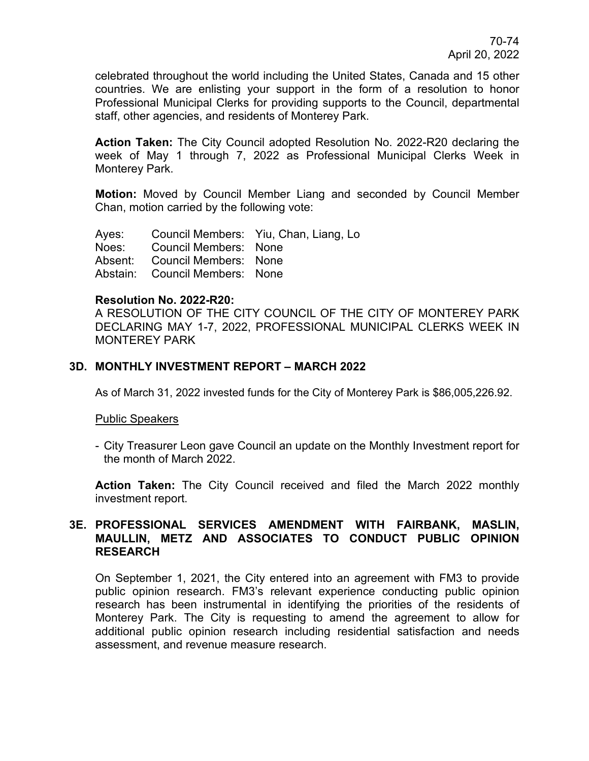celebrated throughout the world including the United States, Canada and 15 other countries. We are enlisting your support in the form of a resolution to honor Professional Municipal Clerks for providing supports to the Council, departmental staff, other agencies, and residents of Monterey Park.

**Action Taken:** The City Council adopted Resolution No. 2022-R20 declaring the week of May 1 through 7, 2022 as Professional Municipal Clerks Week in Monterey Park.

**Motion:** Moved by Council Member Liang and seconded by Council Member Chan, motion carried by the following vote:

| | | |
|---|---|---|
| Ayes: | Council Members: | Yiu, Chan, Liang, Lo |
| Noes: | Council Members: | None |
| Absent: | Council Members: | None |
| Abstain: | Council Members: | None |

**Resolution No. 2022-R20:**
A RESOLUTION OF THE CITY COUNCIL OF THE CITY OF MONTEREY PARK DECLARING MAY 1-7, 2022, PROFESSIONAL MUNICIPAL CLERKS WEEK IN MONTEREY PARK

## 3D. MONTHLY INVESTMENT REPORT – MARCH 2022

As of March 31, 2022 invested funds for the City of Monterey Park is $86,005,226.92.

Public Speakers

- City Treasurer Leon gave Council an update on the Monthly Investment report for the month of March 2022.

**Action Taken:** The City Council received and filed the March 2022 monthly investment report.

## 3E. PROFESSIONAL SERVICES AMENDMENT WITH FAIRBANK, MASLIN, MAULLIN, METZ AND ASSOCIATES TO CONDUCT PUBLIC OPINION RESEARCH

On September 1, 2021, the City entered into an agreement with FM3 to provide public opinion research. FM3's relevant experience conducting public opinion research has been instrumental in identifying the priorities of the residents of Monterey Park. The City is requesting to amend the agreement to allow for additional public opinion research including residential satisfaction and needs assessment, and revenue measure research.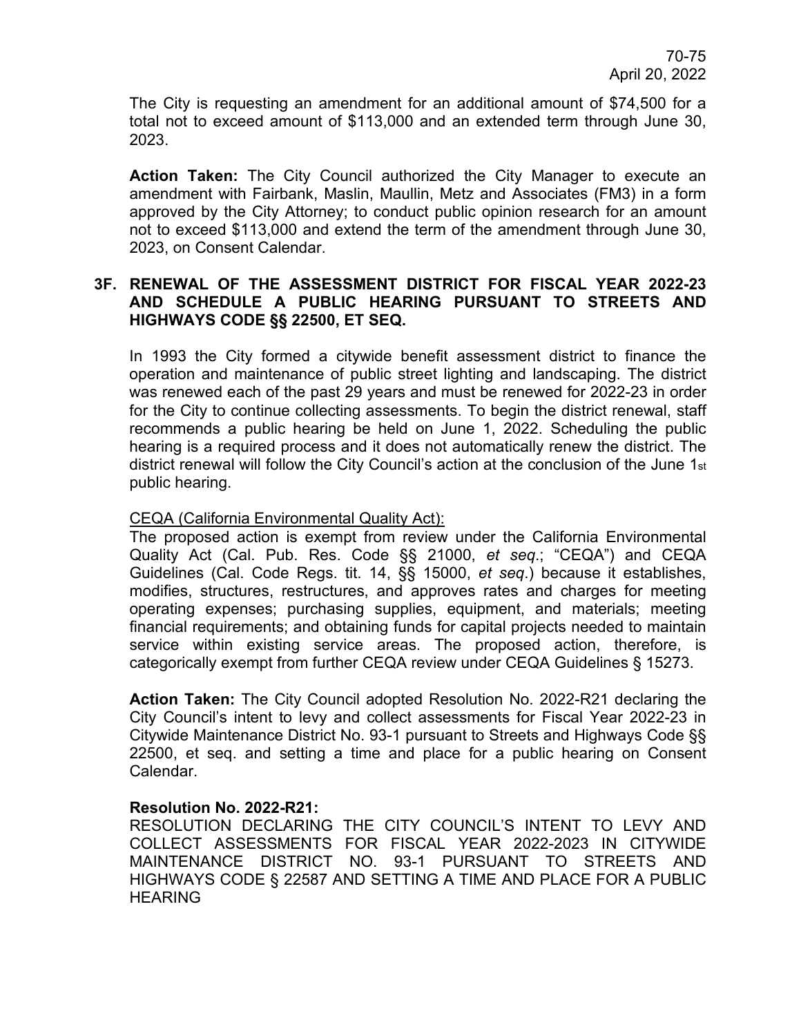The City is requesting an amendment for an additional amount of $74,500 for a total not to exceed amount of $113,000 and an extended term through June 30, 2023.

**Action Taken:** The City Council authorized the City Manager to execute an amendment with Fairbank, Maslin, Maullin, Metz and Associates (FM3) in a form approved by the City Attorney; to conduct public opinion research for an amount not to exceed $113,000 and extend the term of the amendment through June 30, 2023, on Consent Calendar.

### 3F. RENEWAL OF THE ASSESSMENT DISTRICT FOR FISCAL YEAR 2022-23 AND SCHEDULE A PUBLIC HEARING PURSUANT TO STREETS AND HIGHWAYS CODE §§ 22500, ET SEQ.

In 1993 the City formed a citywide benefit assessment district to finance the operation and maintenance of public street lighting and landscaping. The district was renewed each of the past 29 years and must be renewed for 2022-23 in order for the City to continue collecting assessments. To begin the district renewal, staff recommends a public hearing be held on June 1, 2022. Scheduling the public hearing is a required process and it does not automatically renew the district. The district renewal will follow the City Council's action at the conclusion of the June 1st public hearing.

CEQA (California Environmental Quality Act):
The proposed action is exempt from review under the California Environmental Quality Act (Cal. Pub. Res. Code §§ 21000, *et seq*.; "CEQA") and CEQA Guidelines (Cal. Code Regs. tit. 14, §§ 15000, *et seq*.) because it establishes, modifies, structures, restructures, and approves rates and charges for meeting operating expenses; purchasing supplies, equipment, and materials; meeting financial requirements; and obtaining funds for capital projects needed to maintain service within existing service areas. The proposed action, therefore, is categorically exempt from further CEQA review under CEQA Guidelines § 15273.

**Action Taken:** The City Council adopted Resolution No. 2022-R21 declaring the City Council's intent to levy and collect assessments for Fiscal Year 2022-23 in Citywide Maintenance District No. 93-1 pursuant to Streets and Highways Code §§ 22500, et seq. and setting a time and place for a public hearing on Consent Calendar.

**Resolution No. 2022-R21:**
RESOLUTION DECLARING THE CITY COUNCIL'S INTENT TO LEVY AND COLLECT ASSESSMENTS FOR FISCAL YEAR 2022-2023 IN CITYWIDE MAINTENANCE DISTRICT NO. 93-1 PURSUANT TO STREETS AND HIGHWAYS CODE § 22587 AND SETTING A TIME AND PLACE FOR A PUBLIC HEARING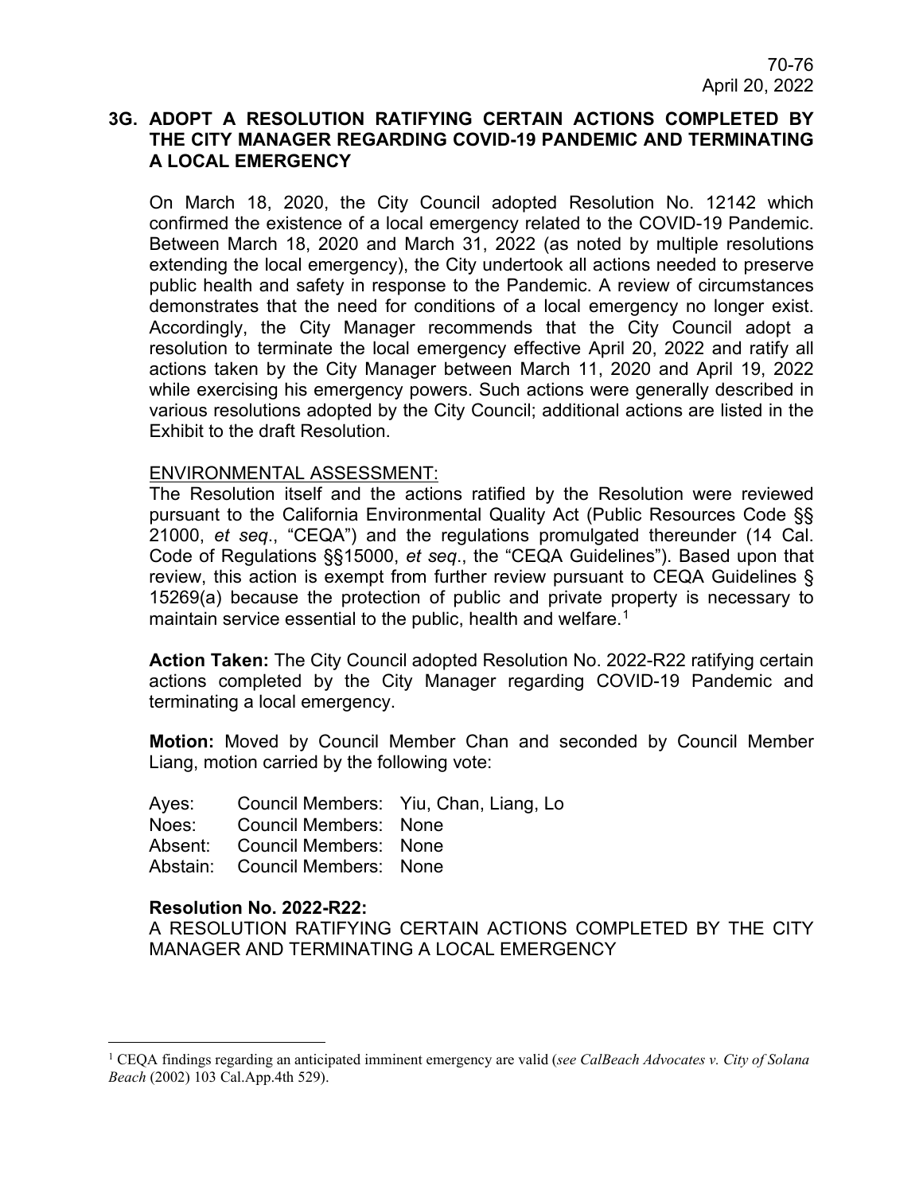### 3G. ADOPT A RESOLUTION RATIFYING CERTAIN ACTIONS COMPLETED BY THE CITY MANAGER REGARDING COVID-19 PANDEMIC AND TERMINATING A LOCAL EMERGENCY

On March 18, 2020, the City Council adopted Resolution No. 12142 which confirmed the existence of a local emergency related to the COVID-19 Pandemic. Between March 18, 2020 and March 31, 2022 (as noted by multiple resolutions extending the local emergency), the City undertook all actions needed to preserve public health and safety in response to the Pandemic. A review of circumstances demonstrates that the need for conditions of a local emergency no longer exist. Accordingly, the City Manager recommends that the City Council adopt a resolution to terminate the local emergency effective April 20, 2022 and ratify all actions taken by the City Manager between March 11, 2020 and April 19, 2022 while exercising his emergency powers. Such actions were generally described in various resolutions adopted by the City Council; additional actions are listed in the Exhibit to the draft Resolution.

ENVIRONMENTAL ASSESSMENT:
The Resolution itself and the actions ratified by the Resolution were reviewed pursuant to the California Environmental Quality Act (Public Resources Code §§ 21000, *et seq*., "CEQA") and the regulations promulgated thereunder (14 Cal. Code of Regulations §§15000, *et seq*., the "CEQA Guidelines"). Based upon that review, this action is exempt from further review pursuant to CEQA Guidelines § 15269(a) because the protection of public and private property is necessary to maintain service essential to the public, health and welfare.[1]

**Action Taken:** The City Council adopted Resolution No. 2022-R22 ratifying certain actions completed by the City Manager regarding COVID-19 Pandemic and terminating a local emergency.

**Motion:** Moved by Council Member Chan and seconded by Council Member Liang, motion carried by the following vote:

| | | |
|---|---|---|
| Ayes: | Council Members: | Yiu, Chan, Liang, Lo |
| Noes: | Council Members: | None |
| Absent: | Council Members: | None |
| Abstain: | Council Members: | None |

**Resolution No. 2022-R22:**
A RESOLUTION RATIFYING CERTAIN ACTIONS COMPLETED BY THE CITY MANAGER AND TERMINATING A LOCAL EMERGENCY

---

[1] CEQA findings regarding an anticipated imminent emergency are valid (*see CalBeach Advocates v. City of Solana Beach* (2002) 103 Cal.App.4th 529).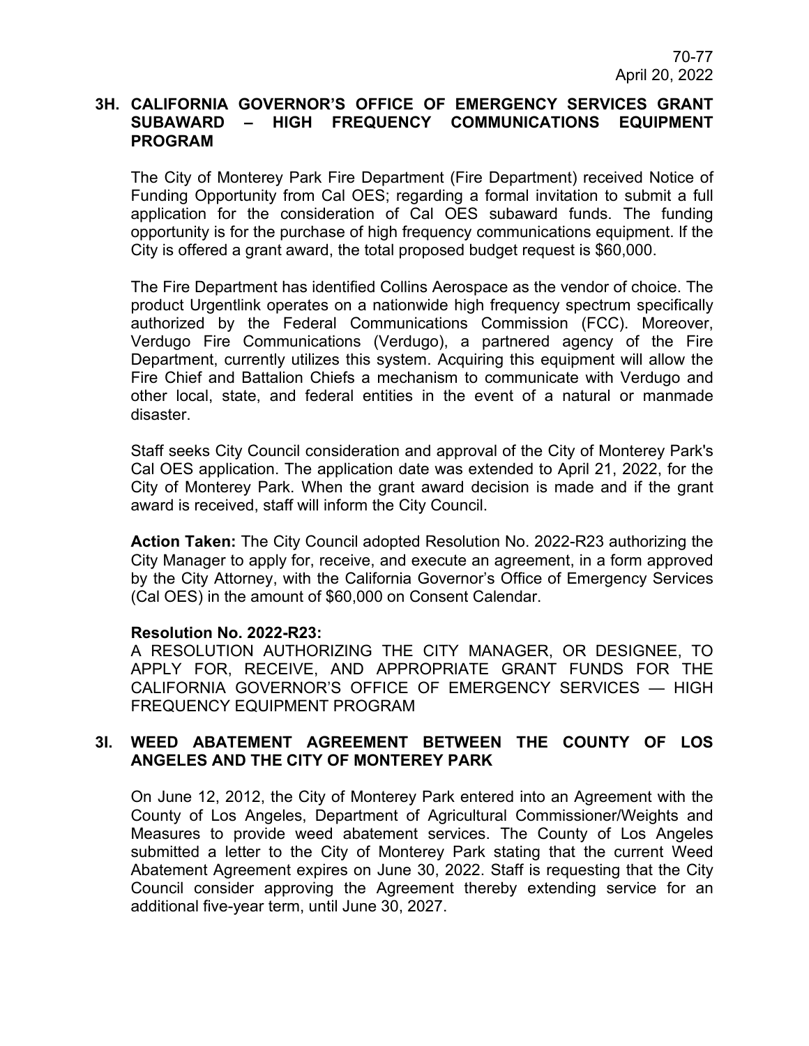## 3H. CALIFORNIA GOVERNOR'S OFFICE OF EMERGENCY SERVICES GRANT SUBAWARD – HIGH FREQUENCY COMMUNICATIONS EQUIPMENT PROGRAM

The City of Monterey Park Fire Department (Fire Department) received Notice of Funding Opportunity from Cal OES; regarding a formal invitation to submit a full application for the consideration of Cal OES subaward funds. The funding opportunity is for the purchase of high frequency communications equipment. If the City is offered a grant award, the total proposed budget request is $60,000.

The Fire Department has identified Collins Aerospace as the vendor of choice. The product Urgentlink operates on a nationwide high frequency spectrum specifically authorized by the Federal Communications Commission (FCC). Moreover, Verdugo Fire Communications (Verdugo), a partnered agency of the Fire Department, currently utilizes this system. Acquiring this equipment will allow the Fire Chief and Battalion Chiefs a mechanism to communicate with Verdugo and other local, state, and federal entities in the event of a natural or manmade disaster.

Staff seeks City Council consideration and approval of the City of Monterey Park's Cal OES application. The application date was extended to April 21, 2022, for the City of Monterey Park. When the grant award decision is made and if the grant award is received, staff will inform the City Council.

**Action Taken:** The City Council adopted Resolution No. 2022-R23 authorizing the City Manager to apply for, receive, and execute an agreement, in a form approved by the City Attorney, with the California Governor's Office of Emergency Services (Cal OES) in the amount of $60,000 on Consent Calendar.

**Resolution No. 2022-R23:**
A RESOLUTION AUTHORIZING THE CITY MANAGER, OR DESIGNEE, TO APPLY FOR, RECEIVE, AND APPROPRIATE GRANT FUNDS FOR THE CALIFORNIA GOVERNOR'S OFFICE OF EMERGENCY SERVICES — HIGH FREQUENCY EQUIPMENT PROGRAM

## 3I. WEED ABATEMENT AGREEMENT BETWEEN THE COUNTY OF LOS ANGELES AND THE CITY OF MONTEREY PARK

On June 12, 2012, the City of Monterey Park entered into an Agreement with the County of Los Angeles, Department of Agricultural Commissioner/Weights and Measures to provide weed abatement services. The County of Los Angeles submitted a letter to the City of Monterey Park stating that the current Weed Abatement Agreement expires on June 30, 2022. Staff is requesting that the City Council consider approving the Agreement thereby extending service for an additional five-year term, until June 30, 2027.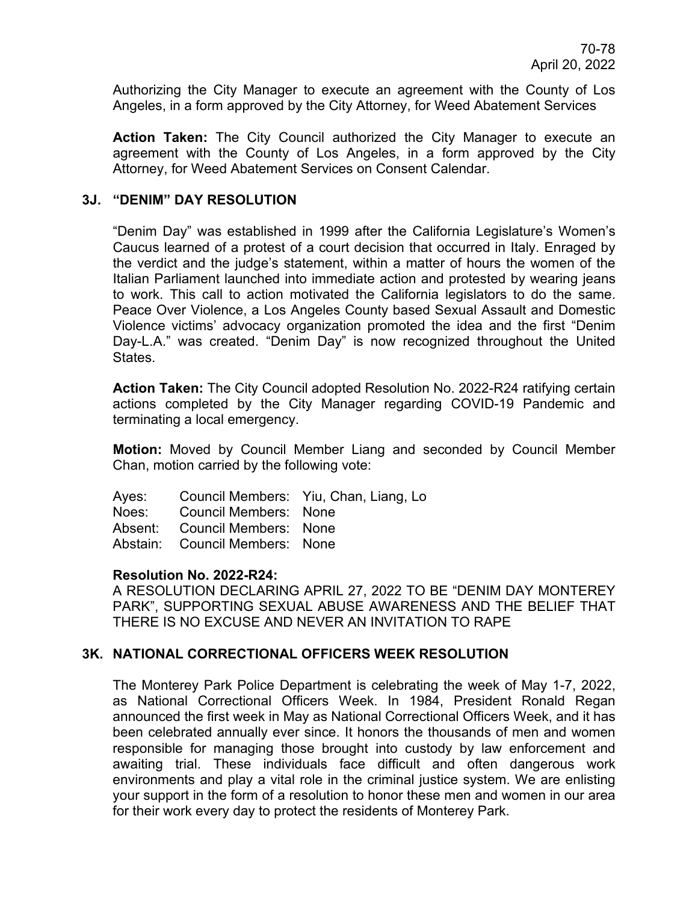Authorizing the City Manager to execute an agreement with the County of Los Angeles, in a form approved by the City Attorney, for Weed Abatement Services

**Action Taken:** The City Council authorized the City Manager to execute an agreement with the County of Los Angeles, in a form approved by the City Attorney, for Weed Abatement Services on Consent Calendar.

### 3J. "DENIM" DAY RESOLUTION

"Denim Day" was established in 1999 after the California Legislature's Women's Caucus learned of a protest of a court decision that occurred in Italy. Enraged by the verdict and the judge's statement, within a matter of hours the women of the Italian Parliament launched into immediate action and protested by wearing jeans to work. This call to action motivated the California legislators to do the same. Peace Over Violence, a Los Angeles County based Sexual Assault and Domestic Violence victims' advocacy organization promoted the idea and the first "Denim Day-L.A." was created. "Denim Day" is now recognized throughout the United States.

**Action Taken:** The City Council adopted Resolution No. 2022-R24 ratifying certain actions completed by the City Manager regarding COVID-19 Pandemic and terminating a local emergency.

**Motion:** Moved by Council Member Liang and seconded by Council Member Chan, motion carried by the following vote:

| | | |
|---|---|---|
| Ayes: | Council Members: | Yiu, Chan, Liang, Lo |
| Noes: | Council Members: | None |
| Absent: | Council Members: | None |
| Abstain: | Council Members: | None |

**Resolution No. 2022-R24:**
A RESOLUTION DECLARING APRIL 27, 2022 TO BE "DENIM DAY MONTEREY PARK", SUPPORTING SEXUAL ABUSE AWARENESS AND THE BELIEF THAT THERE IS NO EXCUSE AND NEVER AN INVITATION TO RAPE

### 3K. NATIONAL CORRECTIONAL OFFICERS WEEK RESOLUTION

The Monterey Park Police Department is celebrating the week of May 1-7, 2022, as National Correctional Officers Week. In 1984, President Ronald Regan announced the first week in May as National Correctional Officers Week, and it has been celebrated annually ever since. It honors the thousands of men and women responsible for managing those brought into custody by law enforcement and awaiting trial. These individuals face difficult and often dangerous work environments and play a vital role in the criminal justice system. We are enlisting your support in the form of a resolution to honor these men and women in our area for their work every day to protect the residents of Monterey Park.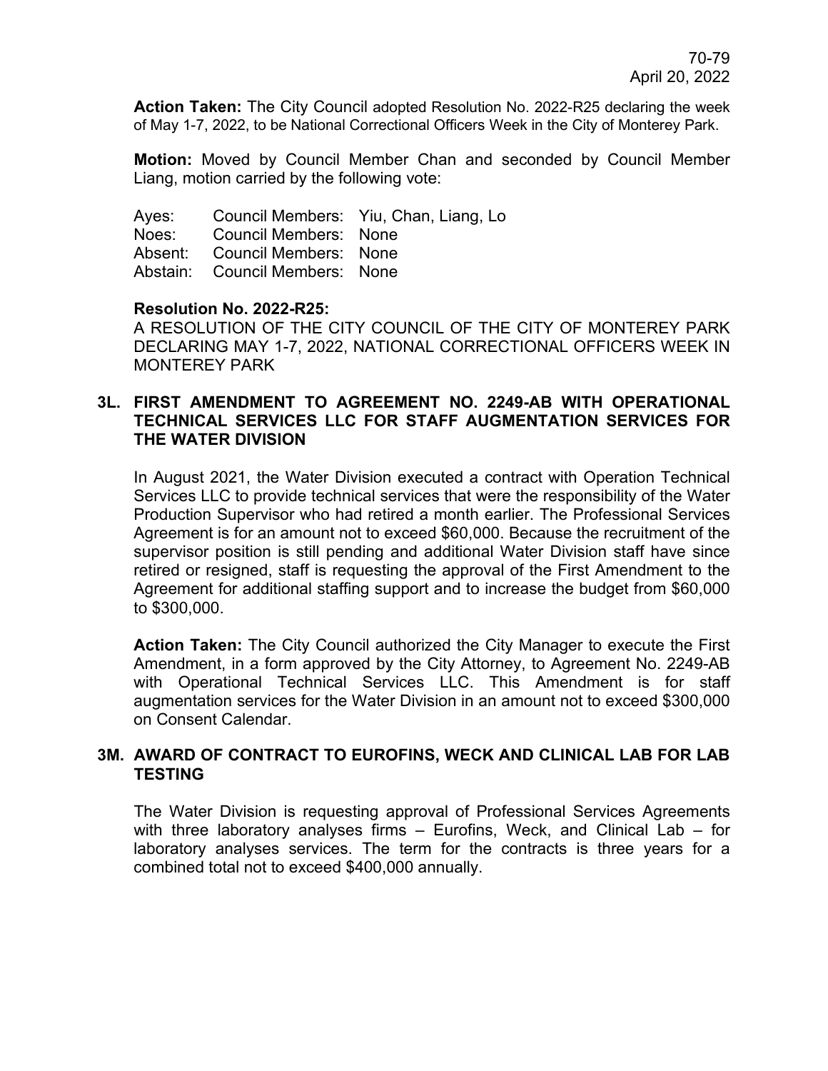**Action Taken:** The City Council adopted Resolution No. 2022-R25 declaring the week of May 1-7, 2022, to be National Correctional Officers Week in the City of Monterey Park.

**Motion:** Moved by Council Member Chan and seconded by Council Member Liang, motion carried by the following vote:

| | | |
|---|---|---|
| Ayes: | Council Members: | Yiu, Chan, Liang, Lo |
| Noes: | Council Members: | None |
| Absent: | Council Members: | None |
| Abstain: | Council Members: | None |

**Resolution No. 2022-R25:**
A RESOLUTION OF THE CITY COUNCIL OF THE CITY OF MONTEREY PARK DECLARING MAY 1-7, 2022, NATIONAL CORRECTIONAL OFFICERS WEEK IN MONTEREY PARK

### 3L. FIRST AMENDMENT TO AGREEMENT NO. 2249-AB WITH OPERATIONAL TECHNICAL SERVICES LLC FOR STAFF AUGMENTATION SERVICES FOR THE WATER DIVISION

In August 2021, the Water Division executed a contract with Operation Technical Services LLC to provide technical services that were the responsibility of the Water Production Supervisor who had retired a month earlier. The Professional Services Agreement is for an amount not to exceed $60,000. Because the recruitment of the supervisor position is still pending and additional Water Division staff have since retired or resigned, staff is requesting the approval of the First Amendment to the Agreement for additional staffing support and to increase the budget from $60,000 to $300,000.

**Action Taken:** The City Council authorized the City Manager to execute the First Amendment, in a form approved by the City Attorney, to Agreement No. 2249-AB with Operational Technical Services LLC. This Amendment is for staff augmentation services for the Water Division in an amount not to exceed $300,000 on Consent Calendar.

### 3M. AWARD OF CONTRACT TO EUROFINS, WECK AND CLINICAL LAB FOR LAB TESTING

The Water Division is requesting approval of Professional Services Agreements with three laboratory analyses firms – Eurofins, Weck, and Clinical Lab – for laboratory analyses services. The term for the contracts is three years for a combined total not to exceed $400,000 annually.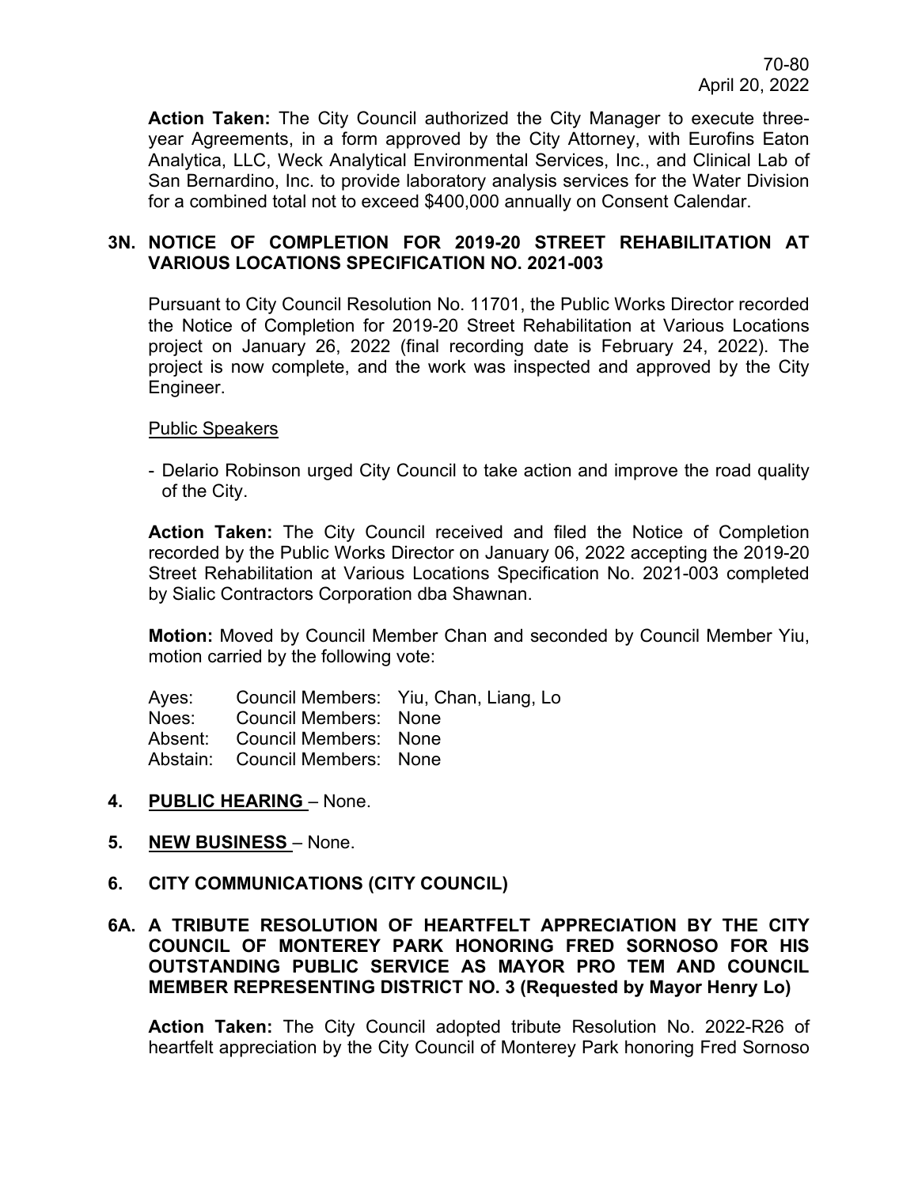**Action Taken:** The City Council authorized the City Manager to execute three-year Agreements, in a form approved by the City Attorney, with Eurofins Eaton Analytica, LLC, Weck Analytical Environmental Services, Inc., and Clinical Lab of San Bernardino, Inc. to provide laboratory analysis services for the Water Division for a combined total not to exceed $400,000 annually on Consent Calendar.

### 3N. NOTICE OF COMPLETION FOR 2019-20 STREET REHABILITATION AT VARIOUS LOCATIONS SPECIFICATION NO. 2021-003

Pursuant to City Council Resolution No. 11701, the Public Works Director recorded the Notice of Completion for 2019-20 Street Rehabilitation at Various Locations project on January 26, 2022 (final recording date is February 24, 2022). The project is now complete, and the work was inspected and approved by the City Engineer.

Public Speakers

- Delario Robinson urged City Council to take action and improve the road quality of the City.

**Action Taken:** The City Council received and filed the Notice of Completion recorded by the Public Works Director on January 06, 2022 accepting the 2019-20 Street Rehabilitation at Various Locations Specification No. 2021-003 completed by Sialic Contractors Corporation dba Shawnan.

**Motion:** Moved by Council Member Chan and seconded by Council Member Yiu, motion carried by the following vote:

| | | |
|---|---|---|
| Ayes: | Council Members: | Yiu, Chan, Liang, Lo |
| Noes: | Council Members: | None |
| Absent: | Council Members: | None |
| Abstain: | Council Members: | None |

## 4. PUBLIC HEARING – None.

## 5. NEW BUSINESS – None.

## 6. CITY COMMUNICATIONS (CITY COUNCIL)

### 6A. A TRIBUTE RESOLUTION OF HEARTFELT APPRECIATION BY THE CITY COUNCIL OF MONTEREY PARK HONORING FRED SORNOSO FOR HIS OUTSTANDING PUBLIC SERVICE AS MAYOR PRO TEM AND COUNCIL MEMBER REPRESENTING DISTRICT NO. 3 (Requested by Mayor Henry Lo)

**Action Taken:** The City Council adopted tribute Resolution No. 2022-R26 of heartfelt appreciation by the City Council of Monterey Park honoring Fred Sornoso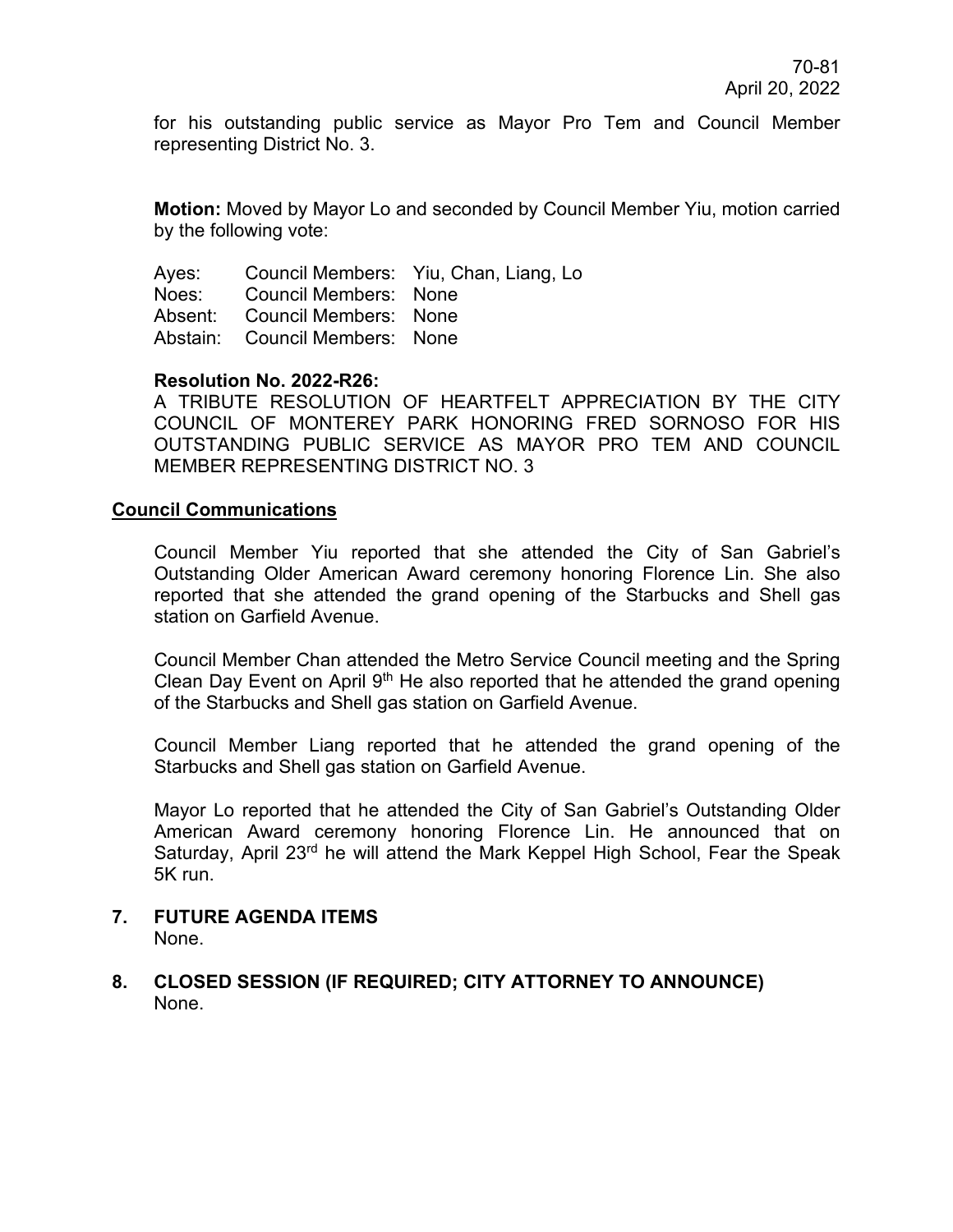for his outstanding public service as Mayor Pro Tem and Council Member representing District No. 3.

**Motion:** Moved by Mayor Lo and seconded by Council Member Yiu, motion carried by the following vote:

| | | |
|---|---|---|
| Ayes: | Council Members: | Yiu, Chan, Liang, Lo |
| Noes: | Council Members: | None |
| Absent: | Council Members: | None |
| Abstain: | Council Members: | None |

**Resolution No. 2022-R26:**
A TRIBUTE RESOLUTION OF HEARTFELT APPRECIATION BY THE CITY COUNCIL OF MONTEREY PARK HONORING FRED SORNOSO FOR HIS OUTSTANDING PUBLIC SERVICE AS MAYOR PRO TEM AND COUNCIL MEMBER REPRESENTING DISTRICT NO. 3

**Council Communications**

Council Member Yiu reported that she attended the City of San Gabriel's Outstanding Older American Award ceremony honoring Florence Lin. She also reported that she attended the grand opening of the Starbucks and Shell gas station on Garfield Avenue.

Council Member Chan attended the Metro Service Council meeting and the Spring Clean Day Event on April 9th He also reported that he attended the grand opening of the Starbucks and Shell gas station on Garfield Avenue.

Council Member Liang reported that he attended the grand opening of the Starbucks and Shell gas station on Garfield Avenue.

Mayor Lo reported that he attended the City of San Gabriel's Outstanding Older American Award ceremony honoring Florence Lin. He announced that on Saturday, April 23rd he will attend the Mark Keppel High School, Fear the Speak 5K run.

**7. FUTURE AGENDA ITEMS**
None.

**8. CLOSED SESSION (IF REQUIRED; CITY ATTORNEY TO ANNOUNCE)**
None.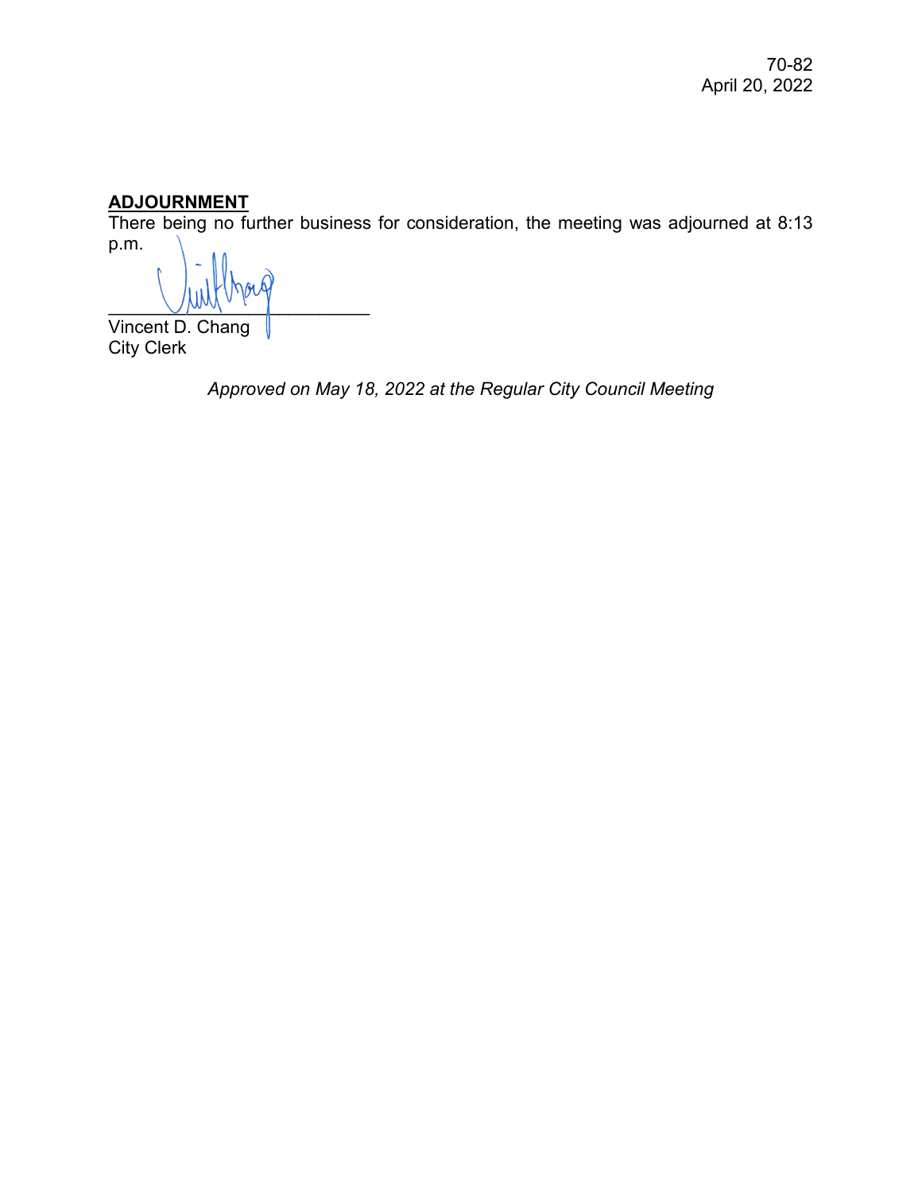## ADJOURNMENT

There being no further business for consideration, the meeting was adjourned at 8:13 p.m.

\_\_\_\_\_\_\_\_\_\_\_\_\_\_\_\_\_\_\_\_\_\_\_\_\_\_\_\_

Vincent D. Chang  
City Clerk

*Approved on May 18, 2022 at the Regular City Council Meeting*